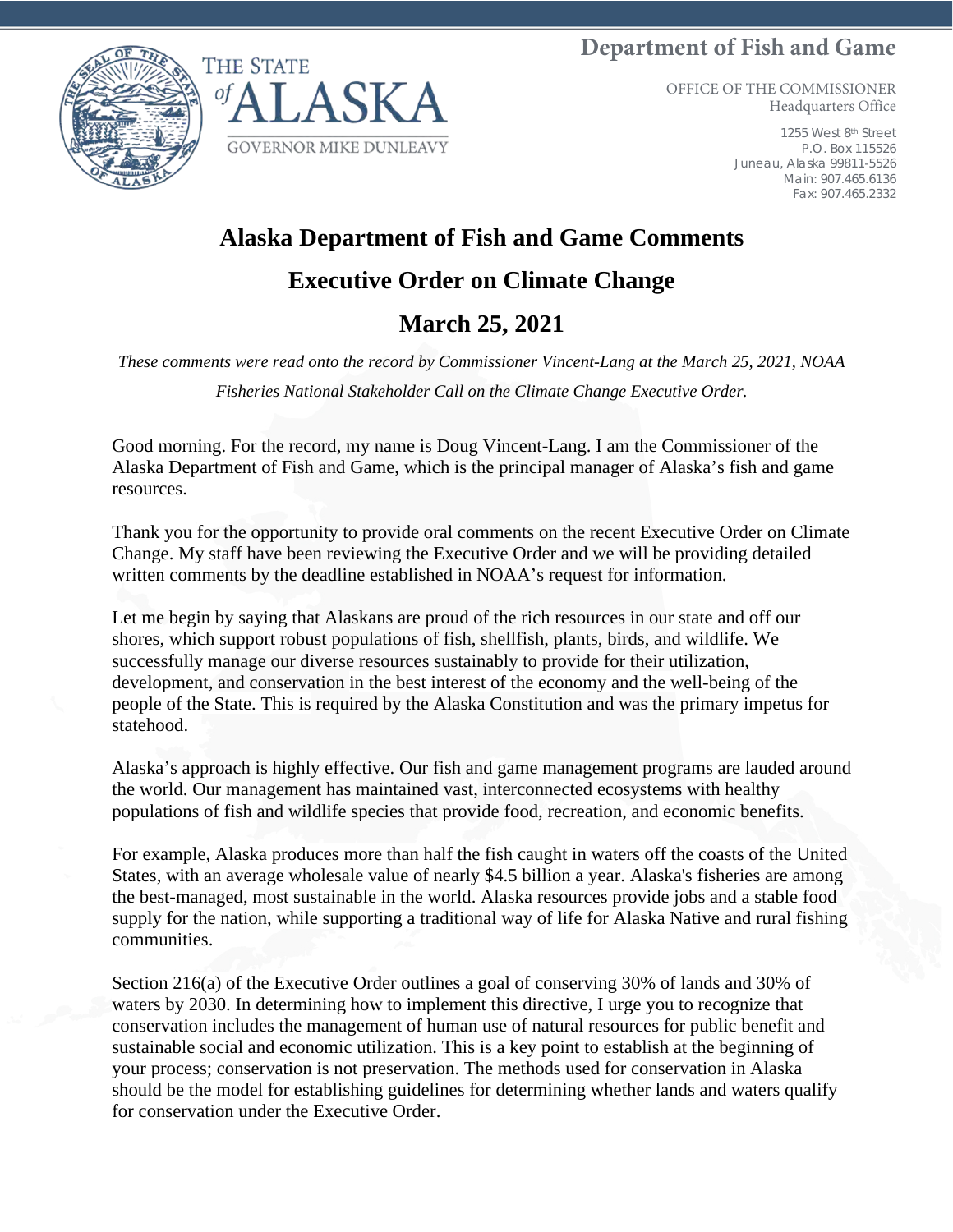Department of Fish and Game

THE STATE of ALASKA

GOVERNOR MIKE DUNLEAVY

OFFICE OF THE COMMISSIONER
Headquarters Office

1255 West 8th Street
P.O. Box 115526
Juneau, Alaska 99811-5526
Main: 907.465.6136
Fax: 907.465.2332

# Alaska Department of Fish and Game Comments

# Executive Order on Climate Change

# March 25, 2021

*These comments were read onto the record by Commissioner Vincent-Lang at the March 25, 2021, NOAA Fisheries National Stakeholder Call on the Climate Change Executive Order.*

Good morning. For the record, my name is Doug Vincent-Lang. I am the Commissioner of the Alaska Department of Fish and Game, which is the principal manager of Alaska's fish and game resources.

Thank you for the opportunity to provide oral comments on the recent Executive Order on Climate Change. My staff have been reviewing the Executive Order and we will be providing detailed written comments by the deadline established in NOAA's request for information.

Let me begin by saying that Alaskans are proud of the rich resources in our state and off our shores, which support robust populations of fish, shellfish, plants, birds, and wildlife. We successfully manage our diverse resources sustainably to provide for their utilization, development, and conservation in the best interest of the economy and the well-being of the people of the State. This is required by the Alaska Constitution and was the primary impetus for statehood.

Alaska's approach is highly effective. Our fish and game management programs are lauded around the world. Our management has maintained vast, interconnected ecosystems with healthy populations of fish and wildlife species that provide food, recreation, and economic benefits.

For example, Alaska produces more than half the fish caught in waters off the coasts of the United States, with an average wholesale value of nearly $4.5 billion a year. Alaska's fisheries are among the best-managed, most sustainable in the world. Alaska resources provide jobs and a stable food supply for the nation, while supporting a traditional way of life for Alaska Native and rural fishing communities.

Section 216(a) of the Executive Order outlines a goal of conserving 30% of lands and 30% of waters by 2030. In determining how to implement this directive, I urge you to recognize that conservation includes the management of human use of natural resources for public benefit and sustainable social and economic utilization. This is a key point to establish at the beginning of your process; conservation is not preservation. The methods used for conservation in Alaska should be the model for establishing guidelines for determining whether lands and waters qualify for conservation under the Executive Order.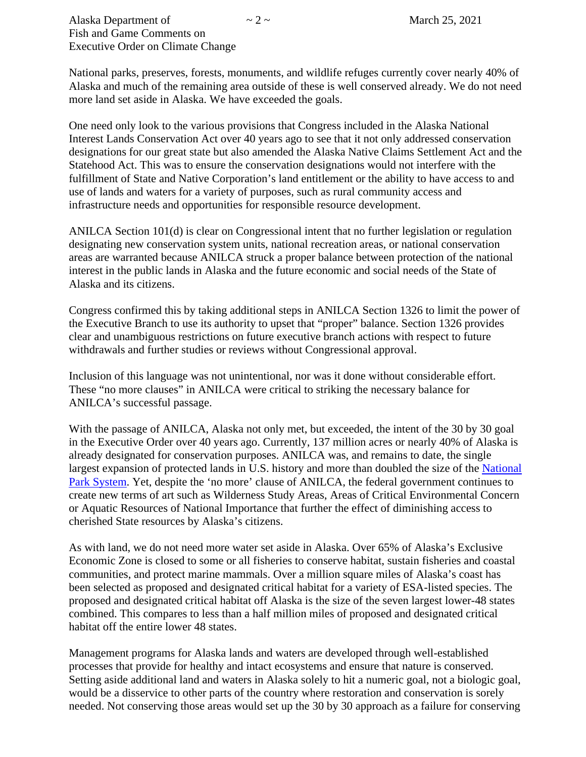National parks, preserves, forests, monuments, and wildlife refuges currently cover nearly 40% of Alaska and much of the remaining area outside of these is well conserved already. We do not need more land set aside in Alaska. We have exceeded the goals.

One need only look to the various provisions that Congress included in the Alaska National Interest Lands Conservation Act over 40 years ago to see that it not only addressed conservation designations for our great state but also amended the Alaska Native Claims Settlement Act and the Statehood Act. This was to ensure the conservation designations would not interfere with the fulfillment of State and Native Corporation's land entitlement or the ability to have access to and use of lands and waters for a variety of purposes, such as rural community access and infrastructure needs and opportunities for responsible resource development.

ANILCA Section 101(d) is clear on Congressional intent that no further legislation or regulation designating new conservation system units, national recreation areas, or national conservation areas are warranted because ANILCA struck a proper balance between protection of the national interest in the public lands in Alaska and the future economic and social needs of the State of Alaska and its citizens.

Congress confirmed this by taking additional steps in ANILCA Section 1326 to limit the power of the Executive Branch to use its authority to upset that "proper" balance. Section 1326 provides clear and unambiguous restrictions on future executive branch actions with respect to future withdrawals and further studies or reviews without Congressional approval.

Inclusion of this language was not unintentional, nor was it done without considerable effort. These "no more clauses" in ANILCA were critical to striking the necessary balance for ANILCA's successful passage.

With the passage of ANILCA, Alaska not only met, but exceeded, the intent of the 30 by 30 goal in the Executive Order over 40 years ago. Currently, 137 million acres or nearly 40% of Alaska is already designated for conservation purposes. ANILCA was, and remains to date, the single largest expansion of protected lands in U.S. history and more than doubled the size of the National Park System. Yet, despite the 'no more' clause of ANILCA, the federal government continues to create new terms of art such as Wilderness Study Areas, Areas of Critical Environmental Concern or Aquatic Resources of National Importance that further the effect of diminishing access to cherished State resources by Alaska's citizens.

As with land, we do not need more water set aside in Alaska. Over 65% of Alaska's Exclusive Economic Zone is closed to some or all fisheries to conserve habitat, sustain fisheries and coastal communities, and protect marine mammals. Over a million square miles of Alaska's coast has been selected as proposed and designated critical habitat for a variety of ESA-listed species. The proposed and designated critical habitat off Alaska is the size of the seven largest lower-48 states combined. This compares to less than a half million miles of proposed and designated critical habitat off the entire lower 48 states.

Management programs for Alaska lands and waters are developed through well-established processes that provide for healthy and intact ecosystems and ensure that nature is conserved. Setting aside additional land and waters in Alaska solely to hit a numeric goal, not a biologic goal, would be a disservice to other parts of the country where restoration and conservation is sorely needed. Not conserving those areas would set up the 30 by 30 approach as a failure for conserving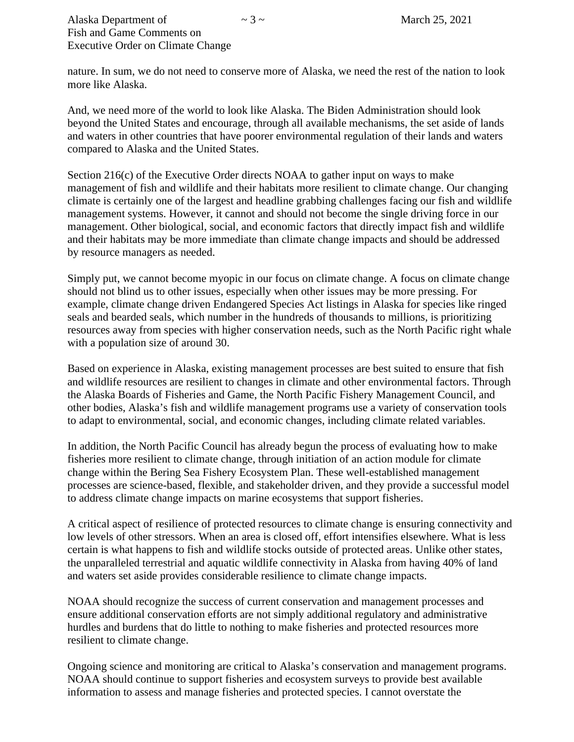nature. In sum, we do not need to conserve more of Alaska, we need the rest of the nation to look more like Alaska.

And, we need more of the world to look like Alaska. The Biden Administration should look beyond the United States and encourage, through all available mechanisms, the set aside of lands and waters in other countries that have poorer environmental regulation of their lands and waters compared to Alaska and the United States.

Section 216(c) of the Executive Order directs NOAA to gather input on ways to make management of fish and wildlife and their habitats more resilient to climate change. Our changing climate is certainly one of the largest and headline grabbing challenges facing our fish and wildlife management systems. However, it cannot and should not become the single driving force in our management. Other biological, social, and economic factors that directly impact fish and wildlife and their habitats may be more immediate than climate change impacts and should be addressed by resource managers as needed.

Simply put, we cannot become myopic in our focus on climate change. A focus on climate change should not blind us to other issues, especially when other issues may be more pressing. For example, climate change driven Endangered Species Act listings in Alaska for species like ringed seals and bearded seals, which number in the hundreds of thousands to millions, is prioritizing resources away from species with higher conservation needs, such as the North Pacific right whale with a population size of around 30.

Based on experience in Alaska, existing management processes are best suited to ensure that fish and wildlife resources are resilient to changes in climate and other environmental factors. Through the Alaska Boards of Fisheries and Game, the North Pacific Fishery Management Council, and other bodies, Alaska's fish and wildlife management programs use a variety of conservation tools to adapt to environmental, social, and economic changes, including climate related variables.

In addition, the North Pacific Council has already begun the process of evaluating how to make fisheries more resilient to climate change, through initiation of an action module for climate change within the Bering Sea Fishery Ecosystem Plan. These well-established management processes are science-based, flexible, and stakeholder driven, and they provide a successful model to address climate change impacts on marine ecosystems that support fisheries.

A critical aspect of resilience of protected resources to climate change is ensuring connectivity and low levels of other stressors. When an area is closed off, effort intensifies elsewhere. What is less certain is what happens to fish and wildlife stocks outside of protected areas. Unlike other states, the unparalleled terrestrial and aquatic wildlife connectivity in Alaska from having 40% of land and waters set aside provides considerable resilience to climate change impacts.

NOAA should recognize the success of current conservation and management processes and ensure additional conservation efforts are not simply additional regulatory and administrative hurdles and burdens that do little to nothing to make fisheries and protected resources more resilient to climate change.

Ongoing science and monitoring are critical to Alaska's conservation and management programs. NOAA should continue to support fisheries and ecosystem surveys to provide best available information to assess and manage fisheries and protected species. I cannot overstate the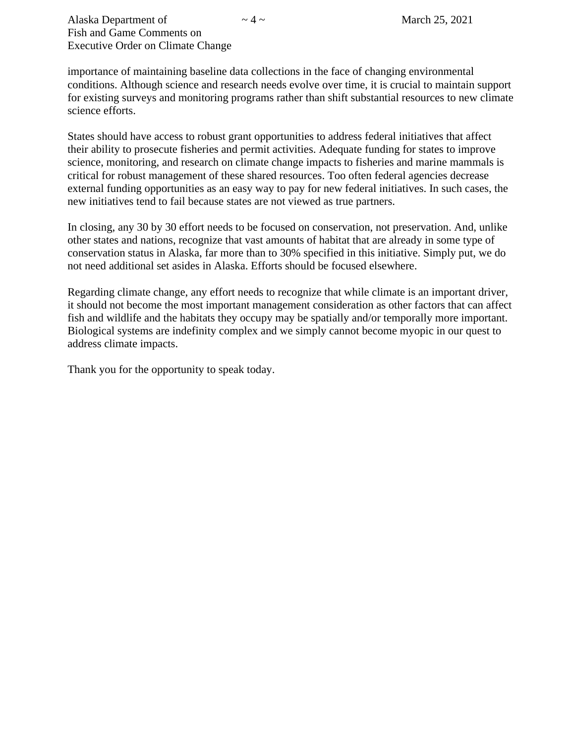importance of maintaining baseline data collections in the face of changing environmental conditions. Although science and research needs evolve over time, it is crucial to maintain support for existing surveys and monitoring programs rather than shift substantial resources to new climate science efforts.

States should have access to robust grant opportunities to address federal initiatives that affect their ability to prosecute fisheries and permit activities. Adequate funding for states to improve science, monitoring, and research on climate change impacts to fisheries and marine mammals is critical for robust management of these shared resources. Too often federal agencies decrease external funding opportunities as an easy way to pay for new federal initiatives. In such cases, the new initiatives tend to fail because states are not viewed as true partners.

In closing, any 30 by 30 effort needs to be focused on conservation, not preservation. And, unlike other states and nations, recognize that vast amounts of habitat that are already in some type of conservation status in Alaska, far more than to 30% specified in this initiative. Simply put, we do not need additional set asides in Alaska. Efforts should be focused elsewhere.

Regarding climate change, any effort needs to recognize that while climate is an important driver, it should not become the most important management consideration as other factors that can affect fish and wildlife and the habitats they occupy may be spatially and/or temporally more important. Biological systems are indefinity complex and we simply cannot become myopic in our quest to address climate impacts.

Thank you for the opportunity to speak today.